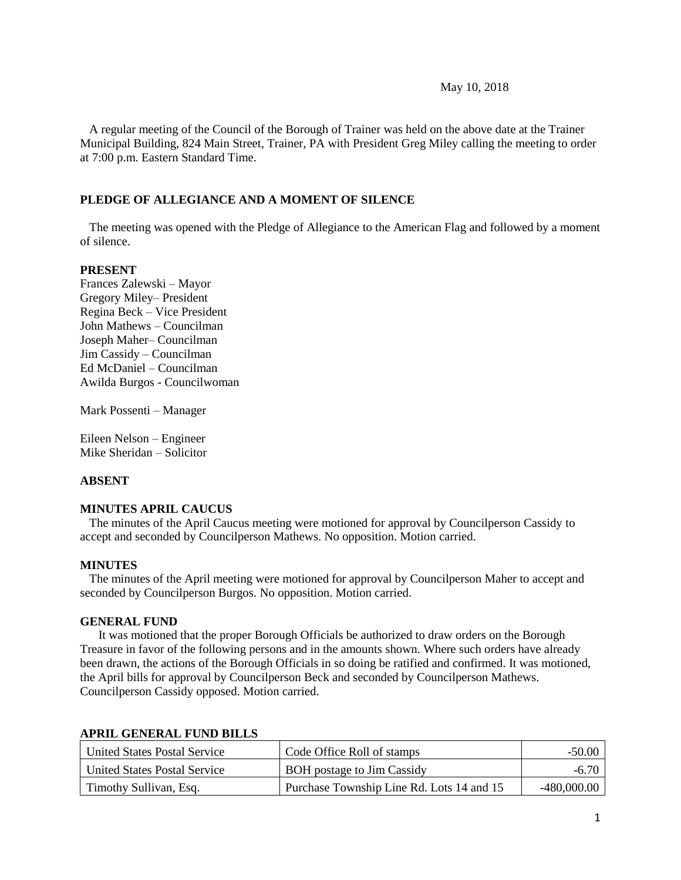May 10, 2018

A regular meeting of the Council of the Borough of Trainer was held on the above date at the Trainer Municipal Building, 824 Main Street, Trainer, PA with President Greg Miley calling the meeting to order at 7:00 p.m. Eastern Standard Time.

**PLEDGE OF ALLEGIANCE AND A MOMENT OF SILENCE**

The meeting was opened with the Pledge of Allegiance to the American Flag and followed by a moment of silence.

**PRESENT**

Frances Zalewski – Mayor
Gregory Miley– President
Regina Beck – Vice President
John Mathews – Councilman
Joseph Maher– Councilman
Jim Cassidy – Councilman
Ed McDaniel – Councilman
Awilda Burgos - Councilwoman

Mark Possenti – Manager

Eileen Nelson – Engineer
Mike Sheridan – Solicitor

**ABSENT**

**MINUTES APRIL CAUCUS**

The minutes of the April Caucus meeting were motioned for approval by Councilperson Cassidy to accept and seconded by Councilperson Mathews. No opposition. Motion carried.

**MINUTES**

The minutes of the April meeting were motioned for approval by Councilperson Maher to accept and seconded by Councilperson Burgos. No opposition. Motion carried.

**GENERAL FUND**

It was motioned that the proper Borough Officials be authorized to draw orders on the Borough Treasure in favor of the following persons and in the amounts shown. Where such orders have already been drawn, the actions of the Borough Officials in so doing be ratified and confirmed. It was motioned, the April bills for approval by Councilperson Beck and seconded by Councilperson Mathews. Councilperson Cassidy opposed. Motion carried.

**APRIL GENERAL FUND BILLS**

| | | |
|---|---|---|
| United States Postal Service | Code Office Roll of stamps | -50.00 |
| United States Postal Service | BOH postage to Jim Cassidy | -6.70 |
| Timothy Sullivan, Esq. | Purchase Township Line Rd. Lots 14 and 15 | -480,000.00 |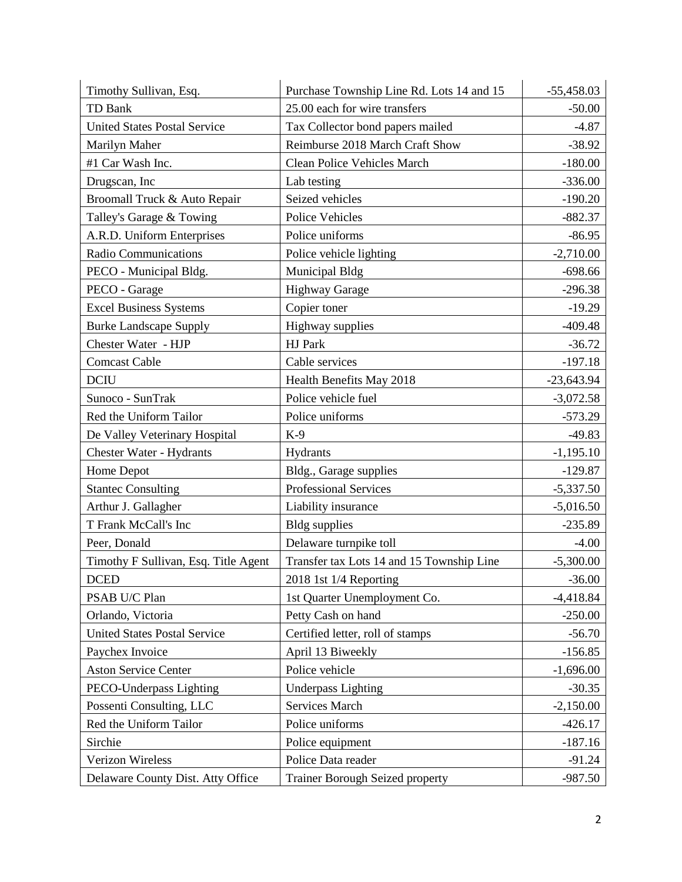| Timothy Sullivan, Esq. | Purchase Township Line Rd. Lots 14 and 15 | -55,458.03 |
|---|---|---|
| TD Bank | 25.00 each for wire transfers | -50.00 |
| United States Postal Service | Tax Collector bond papers mailed | -4.87 |
| Marilyn Maher | Reimburse 2018 March Craft Show | -38.92 |
| #1 Car Wash Inc. | Clean Police Vehicles March | -180.00 |
| Drugscan, Inc | Lab testing | -336.00 |
| Broomall Truck & Auto Repair | Seized vehicles | -190.20 |
| Talley's Garage & Towing | Police Vehicles | -882.37 |
| A.R.D. Uniform Enterprises | Police uniforms | -86.95 |
| Radio Communications | Police vehicle lighting | -2,710.00 |
| PECO - Municipal Bldg. | Municipal Bldg | -698.66 |
| PECO - Garage | Highway Garage | -296.38 |
| Excel Business Systems | Copier toner | -19.29 |
| Burke Landscape Supply | Highway supplies | -409.48 |
| Chester Water - HJP | HJ Park | -36.72 |
| Comcast Cable | Cable services | -197.18 |
| DCIU | Health Benefits May 2018 | -23,643.94 |
| Sunoco - SunTrak | Police vehicle fuel | -3,072.58 |
| Red the Uniform Tailor | Police uniforms | -573.29 |
| De Valley Veterinary Hospital | K-9 | -49.83 |
| Chester Water - Hydrants | Hydrants | -1,195.10 |
| Home Depot | Bldg., Garage supplies | -129.87 |
| Stantec Consulting | Professional Services | -5,337.50 |
| Arthur J. Gallagher | Liability insurance | -5,016.50 |
| T Frank McCall's Inc | Bldg supplies | -235.89 |
| Peer, Donald | Delaware turnpike toll | -4.00 |
| Timothy F Sullivan, Esq. Title Agent | Transfer tax Lots 14 and 15 Township Line | -5,300.00 |
| DCED | 2018 1st 1/4 Reporting | -36.00 |
| PSAB U/C Plan | 1st Quarter Unemployment Co. | -4,418.84 |
| Orlando, Victoria | Petty Cash on hand | -250.00 |
| United States Postal Service | Certified letter, roll of stamps | -56.70 |
| Paychex Invoice | April 13 Biweekly | -156.85 |
| Aston Service Center | Police vehicle | -1,696.00 |
| PECO-Underpass Lighting | Underpass Lighting | -30.35 |
| Possenti Consulting, LLC | Services March | -2,150.00 |
| Red the Uniform Tailor | Police uniforms | -426.17 |
| Sirchie | Police equipment | -187.16 |
| Verizon Wireless | Police Data reader | -91.24 |
| Delaware County Dist. Atty Office | Trainer Borough Seized property | -987.50 |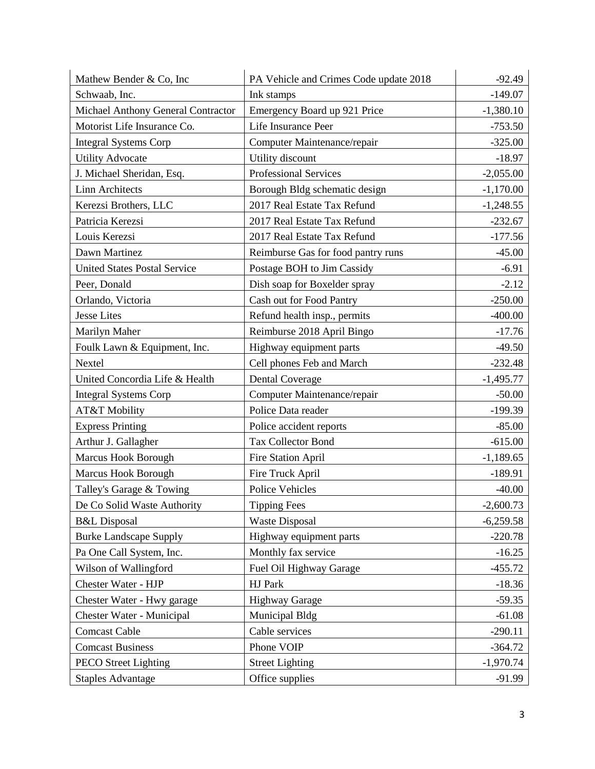| | | |
|---|---|---|
| Mathew Bender & Co, Inc | PA Vehicle and Crimes Code update 2018 | -92.49 |
| Schwaab, Inc. | Ink stamps | -149.07 |
| Michael Anthony General Contractor | Emergency Board up 921 Price | -1,380.10 |
| Motorist Life Insurance Co. | Life Insurance Peer | -753.50 |
| Integral Systems Corp | Computer Maintenance/repair | -325.00 |
| Utility Advocate | Utility discount | -18.97 |
| J. Michael Sheridan, Esq. | Professional Services | -2,055.00 |
| Linn Architects | Borough Bldg schematic design | -1,170.00 |
| Kerezsi Brothers, LLC | 2017 Real Estate Tax Refund | -1,248.55 |
| Patricia Kerezsi | 2017 Real Estate Tax Refund | -232.67 |
| Louis Kerezsi | 2017 Real Estate Tax Refund | -177.56 |
| Dawn Martinez | Reimburse Gas for food pantry runs | -45.00 |
| United States Postal Service | Postage BOH to Jim Cassidy | -6.91 |
| Peer, Donald | Dish soap for Boxelder spray | -2.12 |
| Orlando, Victoria | Cash out for Food Pantry | -250.00 |
| Jesse Lites | Refund health insp., permits | -400.00 |
| Marilyn Maher | Reimburse 2018 April Bingo | -17.76 |
| Foulk Lawn & Equipment, Inc. | Highway equipment parts | -49.50 |
| Nextel | Cell phones Feb and March | -232.48 |
| United Concordia Life & Health | Dental Coverage | -1,495.77 |
| Integral Systems Corp | Computer Maintenance/repair | -50.00 |
| AT&T Mobility | Police Data reader | -199.39 |
| Express Printing | Police accident reports | -85.00 |
| Arthur J. Gallagher | Tax Collector Bond | -615.00 |
| Marcus Hook Borough | Fire Station April | -1,189.65 |
| Marcus Hook Borough | Fire Truck April | -189.91 |
| Talley's Garage & Towing | Police Vehicles | -40.00 |
| De Co Solid Waste Authority | Tipping Fees | -2,600.73 |
| B&L Disposal | Waste Disposal | -6,259.58 |
| Burke Landscape Supply | Highway equipment parts | -220.78 |
| Pa One Call System, Inc. | Monthly fax service | -16.25 |
| Wilson of Wallingford | Fuel Oil Highway Garage | -455.72 |
| Chester Water - HJP | HJ Park | -18.36 |
| Chester Water - Hwy garage | Highway Garage | -59.35 |
| Chester Water - Municipal | Municipal Bldg | -61.08 |
| Comcast Cable | Cable services | -290.11 |
| Comcast Business | Phone VOIP | -364.72 |
| PECO Street Lighting | Street Lighting | -1,970.74 |
| Staples Advantage | Office supplies | -91.99 |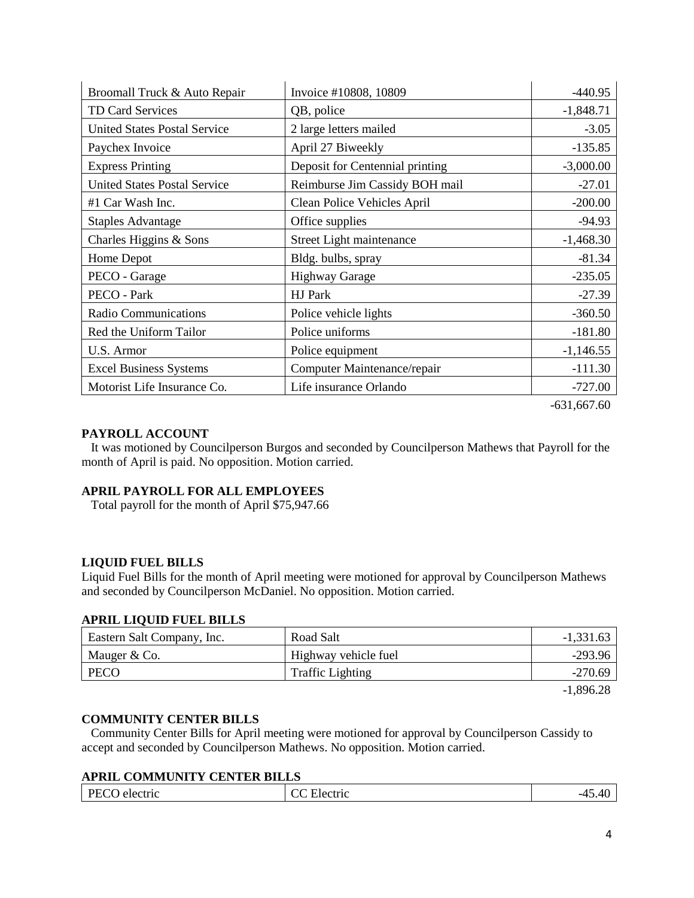| Broomall Truck & Auto Repair | Invoice #10808, 10809 | -440.95 |
|---|---|---|
| TD Card Services | QB, police | -1,848.71 |
| United States Postal Service | 2 large letters mailed | -3.05 |
| Paychex Invoice | April 27 Biweekly | -135.85 |
| Express Printing | Deposit for Centennial printing | -3,000.00 |
| United States Postal Service | Reimburse Jim Cassidy BOH mail | -27.01 |
| #1 Car Wash Inc. | Clean Police Vehicles April | -200.00 |
| Staples Advantage | Office supplies | -94.93 |
| Charles Higgins & Sons | Street Light maintenance | -1,468.30 |
| Home Depot | Bldg. bulbs, spray | -81.34 |
| PECO - Garage | Highway Garage | -235.05 |
| PECO - Park | HJ Park | -27.39 |
| Radio Communications | Police vehicle lights | -360.50 |
| Red the Uniform Tailor | Police uniforms | -181.80 |
| U.S. Armor | Police equipment | -1,146.55 |
| Excel Business Systems | Computer Maintenance/repair | -111.30 |
| Motorist Life Insurance Co. | Life insurance Orlando | -727.00 |
| | | -631,667.60 |

**PAYROLL ACCOUNT**

It was motioned by Councilperson Burgos and seconded by Councilperson Mathews that Payroll for the month of April is paid. No opposition. Motion carried.

**APRIL PAYROLL FOR ALL EMPLOYEES**

Total payroll for the month of April $75,947.66

**LIQUID FUEL BILLS**

Liquid Fuel Bills for the month of April meeting were motioned for approval by Councilperson Mathews and seconded by Councilperson McDaniel. No opposition. Motion carried.

**APRIL LIQUID FUEL BILLS**

| Eastern Salt Company, Inc. | Road Salt | -1,331.63 |
|---|---|---|
| Mauger & Co. | Highway vehicle fuel | -293.96 |
| PECO | Traffic Lighting | -270.69 |
| | | -1,896.28 |

**COMMUNITY CENTER BILLS**

Community Center Bills for April meeting were motioned for approval by Councilperson Cassidy to accept and seconded by Councilperson Mathews. No opposition. Motion carried.

**APRIL COMMUNITY CENTER BILLS**

| PECO electric | CC Electric | -45.40 |
|---|---|---|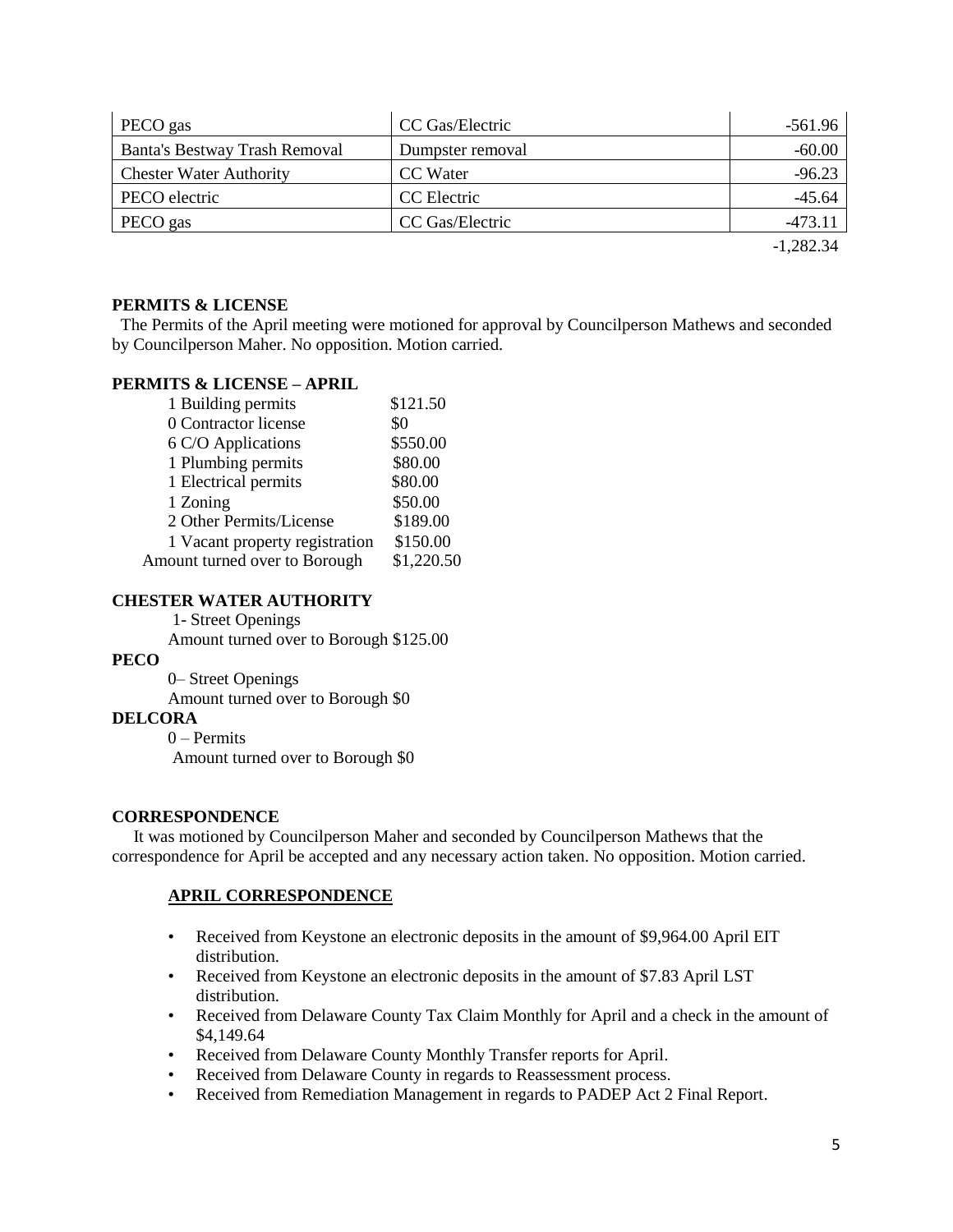| PECO gas | CC Gas/Electric | -561.96 |
|---|---|---|
| Banta's Bestway Trash Removal | Dumpster removal | -60.00 |
| Chester Water Authority | CC Water | -96.23 |
| PECO electric | CC Electric | -45.64 |
| PECO gas | CC Gas/Electric | -473.11 |
| | | -1,282.34 |

**PERMITS & LICENSE**

The Permits of the April meeting were motioned for approval by Councilperson Mathews and seconded by Councilperson Maher. No opposition. Motion carried.

**PERMITS & LICENSE – APRIL**

| | |
|---|---|
| 1 Building permits | $121.50 |
| 0 Contractor license | $0 |
| 6 C/O Applications | $550.00 |
| 1 Plumbing permits | $80.00 |
| 1 Electrical permits | $80.00 |
| 1 Zoning | $50.00 |
| 2 Other Permits/License | $189.00 |
| 1 Vacant property registration | $150.00 |
| Amount turned over to Borough | $1,220.50 |

**CHESTER WATER AUTHORITY**

1- Street Openings
Amount turned over to Borough $125.00

**PECO**

0– Street Openings
Amount turned over to Borough $0

**DELCORA**

0 – Permits
Amount turned over to Borough $0

**CORRESPONDENCE**

It was motioned by Councilperson Maher and seconded by Councilperson Mathews that the correspondence for April be accepted and any necessary action taken. No opposition. Motion carried.

**APRIL CORRESPONDENCE**

- Received from Keystone an electronic deposits in the amount of $9,964.00 April EIT distribution.
- Received from Keystone an electronic deposits in the amount of $7.83 April LST distribution.
- Received from Delaware County Tax Claim Monthly for April and a check in the amount of $4,149.64
- Received from Delaware County Monthly Transfer reports for April.
- Received from Delaware County in regards to Reassessment process.
- Received from Remediation Management in regards to PADEP Act 2 Final Report.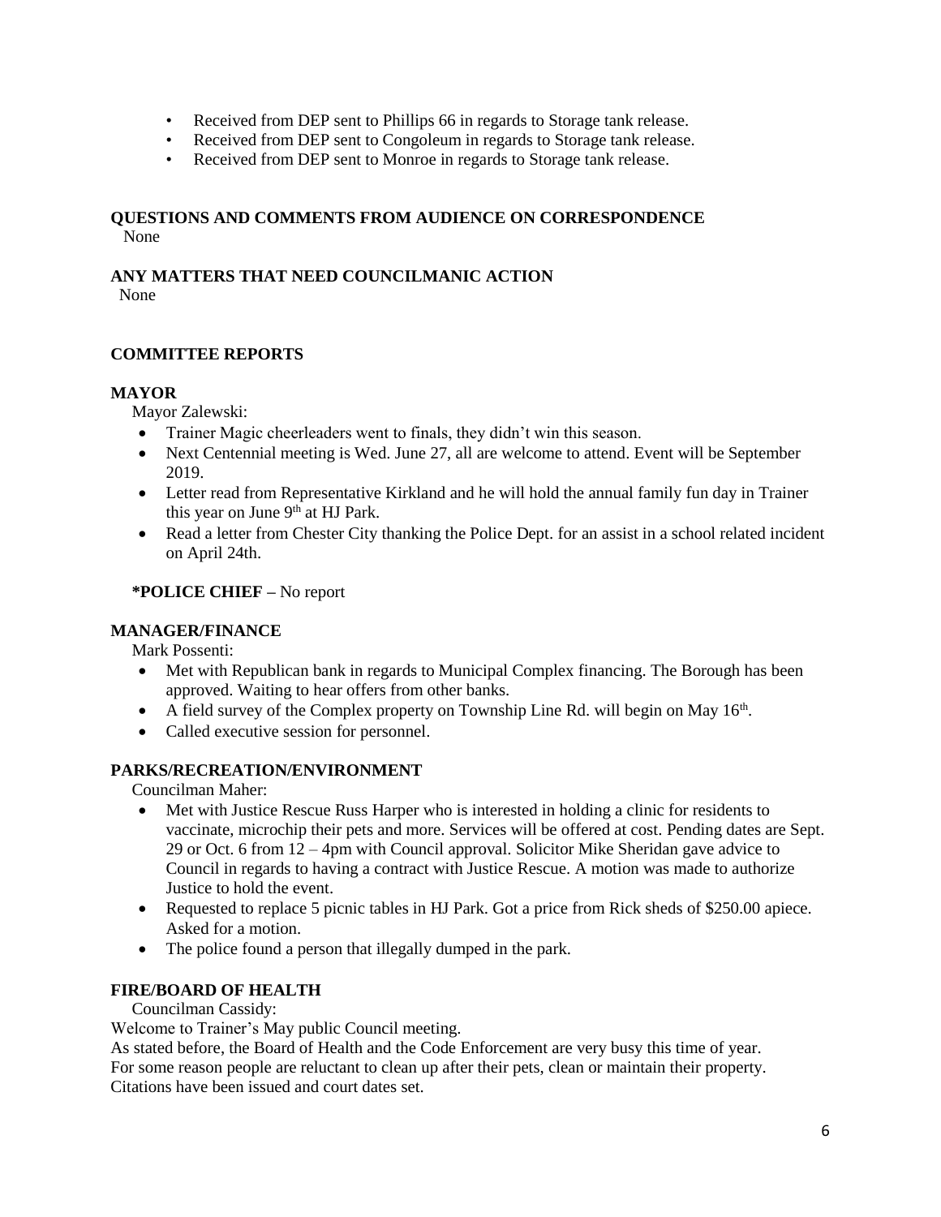- Received from DEP sent to Phillips 66 in regards to Storage tank release.
- Received from DEP sent to Congoleum in regards to Storage tank release.
- Received from DEP sent to Monroe in regards to Storage tank release.

**QUESTIONS AND COMMENTS FROM AUDIENCE ON CORRESPONDENCE**

None

**ANY MATTERS THAT NEED COUNCILMANIC ACTION**

None

**COMMITTEE REPORTS**

**MAYOR**

Mayor Zalewski:

- Trainer Magic cheerleaders went to finals, they didn't win this season.
- Next Centennial meeting is Wed. June 27, all are welcome to attend. Event will be September 2019.
- Letter read from Representative Kirkland and he will hold the annual family fun day in Trainer this year on June 9th at HJ Park.
- Read a letter from Chester City thanking the Police Dept. for an assist in a school related incident on April 24th.

**\*POLICE CHIEF –** No report

**MANAGER/FINANCE**

Mark Possenti:

- Met with Republican bank in regards to Municipal Complex financing. The Borough has been approved. Waiting to hear offers from other banks.
- A field survey of the Complex property on Township Line Rd. will begin on May 16th.
- Called executive session for personnel.

**PARKS/RECREATION/ENVIRONMENT**

Councilman Maher:

- Met with Justice Rescue Russ Harper who is interested in holding a clinic for residents to vaccinate, microchip their pets and more. Services will be offered at cost. Pending dates are Sept. 29 or Oct. 6 from 12 – 4pm with Council approval. Solicitor Mike Sheridan gave advice to Council in regards to having a contract with Justice Rescue. A motion was made to authorize Justice to hold the event.
- Requested to replace 5 picnic tables in HJ Park. Got a price from Rick sheds of $250.00 apiece. Asked for a motion.
- The police found a person that illegally dumped in the park.

**FIRE/BOARD OF HEALTH**

Councilman Cassidy:

Welcome to Trainer's May public Council meeting.

As stated before, the Board of Health and the Code Enforcement are very busy this time of year. For some reason people are reluctant to clean up after their pets, clean or maintain their property. Citations have been issued and court dates set.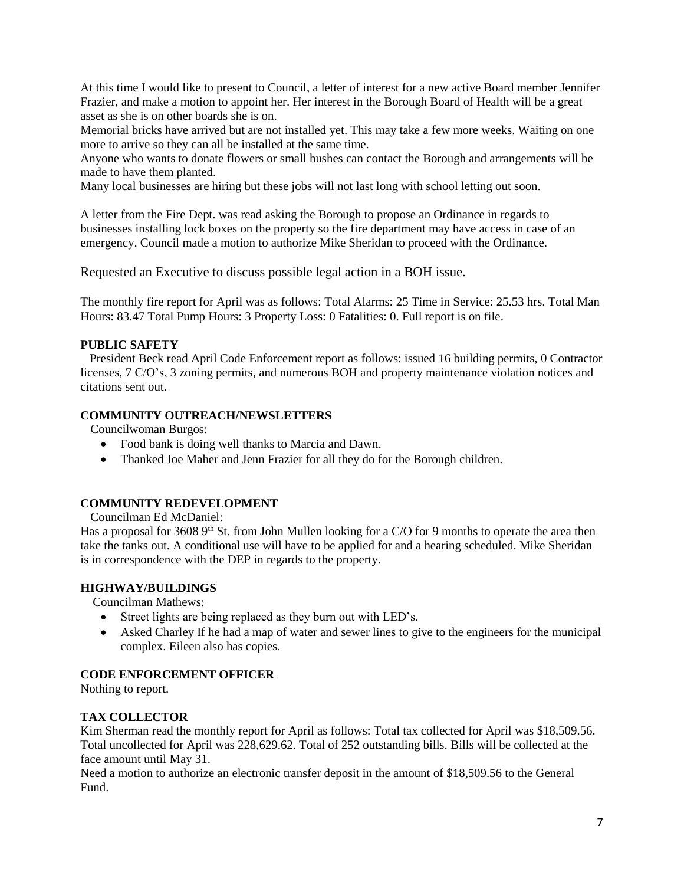At this time I would like to present to Council, a letter of interest for a new active Board member Jennifer Frazier, and make a motion to appoint her. Her interest in the Borough Board of Health will be a great asset as she is on other boards she is on.

Memorial bricks have arrived but are not installed yet. This may take a few more weeks. Waiting on one more to arrive so they can all be installed at the same time.

Anyone who wants to donate flowers or small bushes can contact the Borough and arrangements will be made to have them planted.

Many local businesses are hiring but these jobs will not last long with school letting out soon.

A letter from the Fire Dept. was read asking the Borough to propose an Ordinance in regards to businesses installing lock boxes on the property so the fire department may have access in case of an emergency. Council made a motion to authorize Mike Sheridan to proceed with the Ordinance.

Requested an Executive to discuss possible legal action in a BOH issue.

The monthly fire report for April was as follows: Total Alarms: 25 Time in Service: 25.53 hrs. Total Man Hours: 83.47 Total Pump Hours: 3 Property Loss: 0 Fatalities: 0. Full report is on file.

**PUBLIC SAFETY**

President Beck read April Code Enforcement report as follows: issued 16 building permits, 0 Contractor licenses, 7 C/O's, 3 zoning permits, and numerous BOH and property maintenance violation notices and citations sent out.

**COMMUNITY OUTREACH/NEWSLETTERS**

Councilwoman Burgos:

- Food bank is doing well thanks to Marcia and Dawn.
- Thanked Joe Maher and Jenn Frazier for all they do for the Borough children.

**COMMUNITY REDEVELOPMENT**

Councilman Ed McDaniel:

Has a proposal for 3608 9th St. from John Mullen looking for a C/O for 9 months to operate the area then take the tanks out. A conditional use will have to be applied for and a hearing scheduled. Mike Sheridan is in correspondence with the DEP in regards to the property.

**HIGHWAY/BUILDINGS**

Councilman Mathews:

- Street lights are being replaced as they burn out with LED's.
- Asked Charley If he had a map of water and sewer lines to give to the engineers for the municipal complex. Eileen also has copies.

**CODE ENFORCEMENT OFFICER**

Nothing to report.

**TAX COLLECTOR**

Kim Sherman read the monthly report for April as follows: Total tax collected for April was $18,509.56. Total uncollected for April was 228,629.62. Total of 252 outstanding bills. Bills will be collected at the face amount until May 31.

Need a motion to authorize an electronic transfer deposit in the amount of $18,509.56 to the General Fund.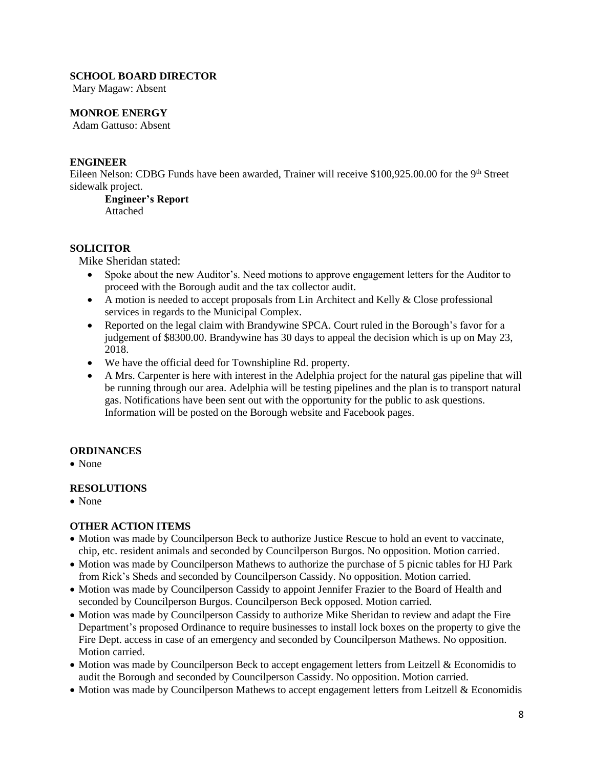**SCHOOL BOARD DIRECTOR**
Mary Magaw: Absent

**MONROE ENERGY**
Adam Gattuso: Absent

**ENGINEER**
Eileen Nelson: CDBG Funds have been awarded, Trainer will receive $100,925.00.00 for the 9th Street sidewalk project.

**Engineer's Report**
Attached

**SOLICITOR**
Mike Sheridan stated:

- Spoke about the new Auditor's. Need motions to approve engagement letters for the Auditor to proceed with the Borough audit and the tax collector audit.
- A motion is needed to accept proposals from Lin Architect and Kelly & Close professional services in regards to the Municipal Complex.
- Reported on the legal claim with Brandywine SPCA. Court ruled in the Borough's favor for a judgement of $8300.00. Brandywine has 30 days to appeal the decision which is up on May 23, 2018.
- We have the official deed for Townshipline Rd. property.
- A Mrs. Carpenter is here with interest in the Adelphia project for the natural gas pipeline that will be running through our area. Adelphia will be testing pipelines and the plan is to transport natural gas. Notifications have been sent out with the opportunity for the public to ask questions. Information will be posted on the Borough website and Facebook pages.

**ORDINANCES**
- None

**RESOLUTIONS**
- None

**OTHER ACTION ITEMS**
- Motion was made by Councilperson Beck to authorize Justice Rescue to hold an event to vaccinate, chip, etc. resident animals and seconded by Councilperson Burgos. No opposition. Motion carried.
- Motion was made by Councilperson Mathews to authorize the purchase of 5 picnic tables for HJ Park from Rick's Sheds and seconded by Councilperson Cassidy. No opposition. Motion carried.
- Motion was made by Councilperson Cassidy to appoint Jennifer Frazier to the Board of Health and seconded by Councilperson Burgos. Councilperson Beck opposed. Motion carried.
- Motion was made by Councilperson Cassidy to authorize Mike Sheridan to review and adapt the Fire Department's proposed Ordinance to require businesses to install lock boxes on the property to give the Fire Dept. access in case of an emergency and seconded by Councilperson Mathews. No opposition. Motion carried.
- Motion was made by Councilperson Beck to accept engagement letters from Leitzell & Economidis to audit the Borough and seconded by Councilperson Cassidy. No opposition. Motion carried.
- Motion was made by Councilperson Mathews to accept engagement letters from Leitzell & Economidis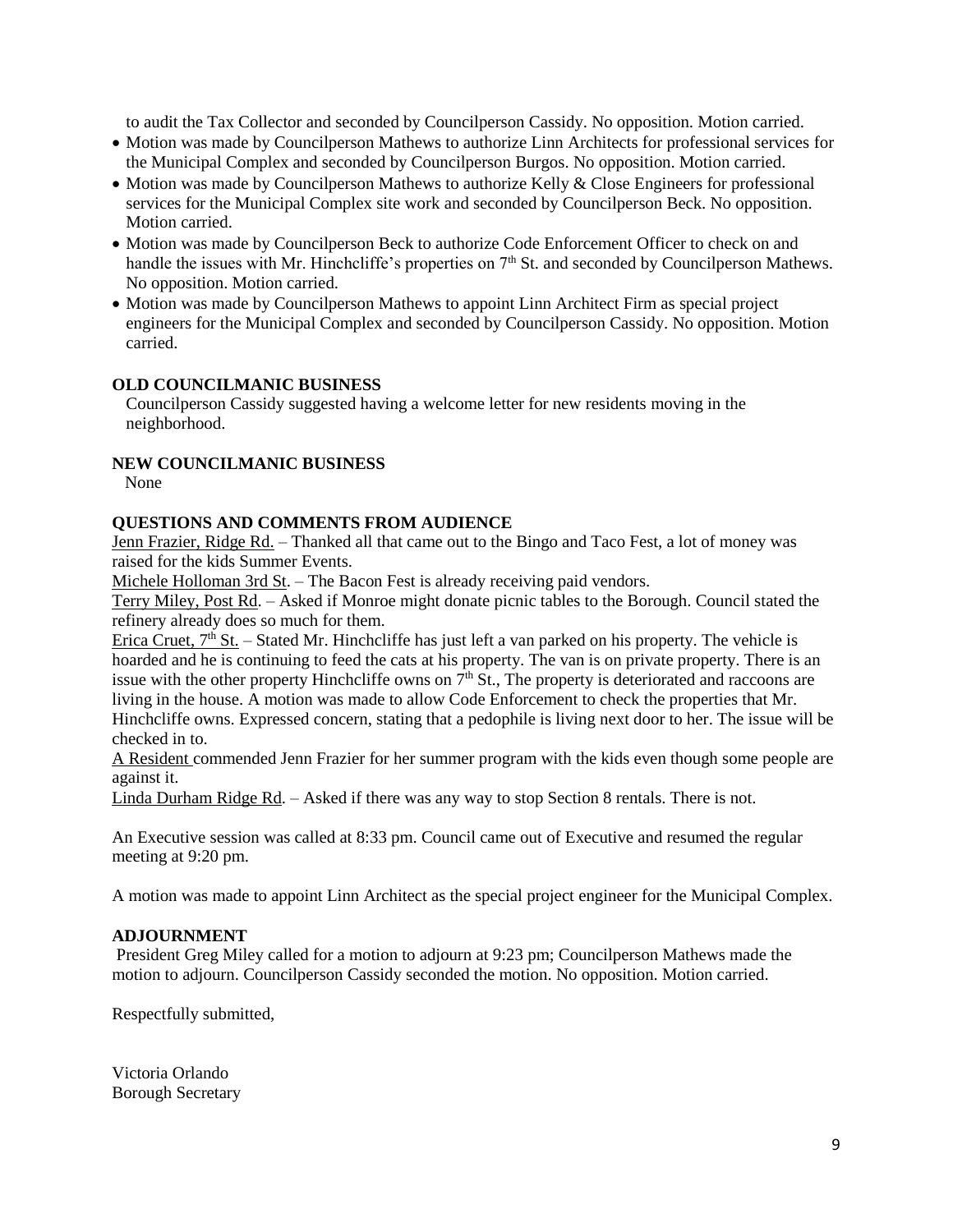to audit the Tax Collector and seconded by Councilperson Cassidy. No opposition. Motion carried.

- Motion was made by Councilperson Mathews to authorize Linn Architects for professional services for the Municipal Complex and seconded by Councilperson Burgos. No opposition. Motion carried.
- Motion was made by Councilperson Mathews to authorize Kelly & Close Engineers for professional services for the Municipal Complex site work and seconded by Councilperson Beck. No opposition. Motion carried.
- Motion was made by Councilperson Beck to authorize Code Enforcement Officer to check on and handle the issues with Mr. Hinchcliffe's properties on 7th St. and seconded by Councilperson Mathews. No opposition. Motion carried.
- Motion was made by Councilperson Mathews to appoint Linn Architect Firm as special project engineers for the Municipal Complex and seconded by Councilperson Cassidy. No opposition. Motion carried.

**OLD COUNCILMANIC BUSINESS**

Councilperson Cassidy suggested having a welcome letter for new residents moving in the neighborhood.

**NEW COUNCILMANIC BUSINESS**

None

**QUESTIONS AND COMMENTS FROM AUDIENCE**

Jenn Frazier, Ridge Rd. – Thanked all that came out to the Bingo and Taco Fest, a lot of money was raised for the kids Summer Events.

Michele Holloman 3rd St. – The Bacon Fest is already receiving paid vendors.

Terry Miley, Post Rd. – Asked if Monroe might donate picnic tables to the Borough. Council stated the refinery already does so much for them.

Erica Cruet, 7th St. – Stated Mr. Hinchcliffe has just left a van parked on his property. The vehicle is hoarded and he is continuing to feed the cats at his property. The van is on private property. There is an issue with the other property Hinchcliffe owns on 7th St., The property is deteriorated and raccoons are living in the house. A motion was made to allow Code Enforcement to check the properties that Mr. Hinchcliffe owns. Expressed concern, stating that a pedophile is living next door to her. The issue will be checked in to.

A Resident commended Jenn Frazier for her summer program with the kids even though some people are against it.

Linda Durham Ridge Rd. – Asked if there was any way to stop Section 8 rentals. There is not.

An Executive session was called at 8:33 pm. Council came out of Executive and resumed the regular meeting at 9:20 pm.

A motion was made to appoint Linn Architect as the special project engineer for the Municipal Complex.

**ADJOURNMENT**

President Greg Miley called for a motion to adjourn at 9:23 pm; Councilperson Mathews made the motion to adjourn. Councilperson Cassidy seconded the motion. No opposition. Motion carried.

Respectfully submitted,

Victoria Orlando
Borough Secretary